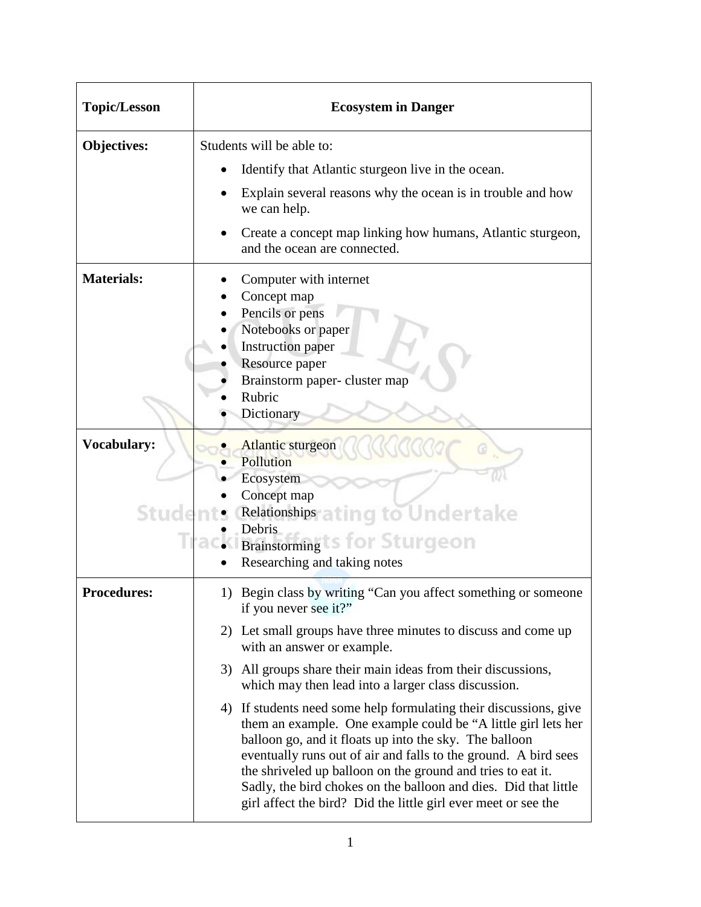| Topic/Lesson | Ecosystem in Danger |
|---|---|
| **Objectives:** | Students will be able to:<br>• Identify that Atlantic sturgeon live in the ocean.<br>• Explain several reasons why the ocean is in trouble and how we can help.<br>• Create a concept map linking how humans, Atlantic sturgeon, and the ocean are connected. |
| **Materials:** | • Computer with internet<br>• Concept map<br>• Pencils or pens<br>• Notebooks or paper<br>• Instruction paper<br>• Resource paper<br>• Brainstorm paper- cluster map<br>• Rubric<br>• Dictionary |
| **Vocabulary:** | • Atlantic sturgeon<br>• Pollution<br>• Ecosystem<br>• Concept map<br>• Relationships<br>• Debris<br>• Brainstorming<br>• Researching and taking notes |
| **Procedures:** | 1) Begin class by writing "Can you affect something or someone if you never see it?"<br>2) Let small groups have three minutes to discuss and come up with an answer or example.<br>3) All groups share their main ideas from their discussions, which may then lead into a larger class discussion.<br>4) If students need some help formulating their discussions, give them an example. One example could be "A little girl lets her balloon go, and it floats up into the sky. The balloon eventually runs out of air and falls to the ground. A bird sees the shriveled up balloon on the ground and tries to eat it. Sadly, the bird chokes on the balloon and dies. Did that little girl affect the bird? Did the little girl ever meet or see the |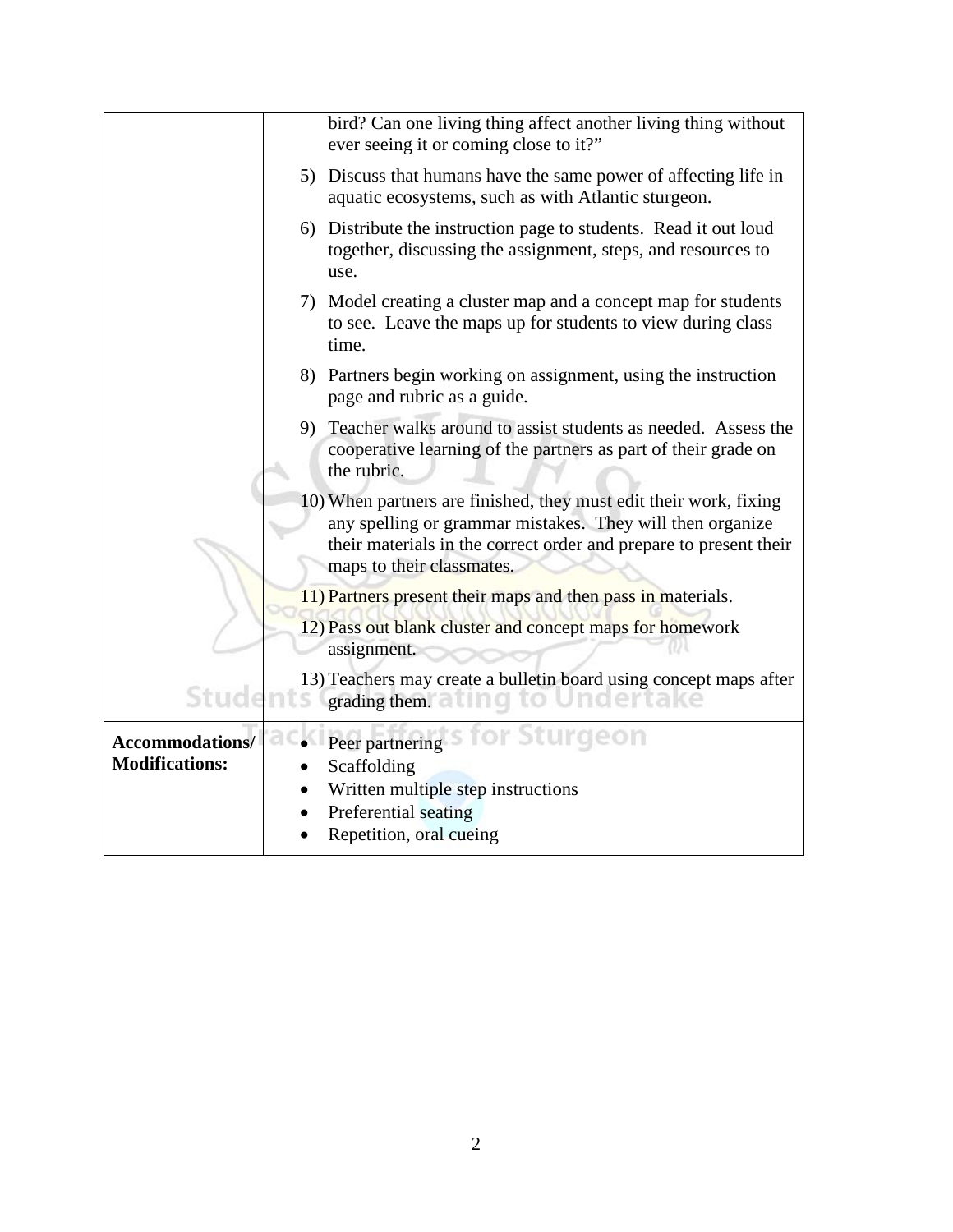| | |
|---|---|
| | bird? Can one living thing affect another living thing without ever seeing it or coming close to it?"<br><br>5) Discuss that humans have the same power of affecting life in aquatic ecosystems, such as with Atlantic sturgeon.<br><br>6) Distribute the instruction page to students. Read it out loud together, discussing the assignment, steps, and resources to use.<br><br>7) Model creating a cluster map and a concept map for students to see. Leave the maps up for students to view during class time.<br><br>8) Partners begin working on assignment, using the instruction page and rubric as a guide.<br><br>9) Teacher walks around to assist students as needed. Assess the cooperative learning of the partners as part of their grade on the rubric.<br><br>10) When partners are finished, they must edit their work, fixing any spelling or grammar mistakes. They will then organize their materials in the correct order and prepare to present their maps to their classmates.<br><br>11) Partners present their maps and then pass in materials.<br><br>12) Pass out blank cluster and concept maps for homework assignment.<br><br>13) Teachers may create a bulletin board using concept maps after grading them. |
| **Accommodations/ Modifications:** | • Peer partnering<br>• Scaffolding<br>• Written multiple step instructions<br>• Preferential seating<br>• Repetition, oral cueing |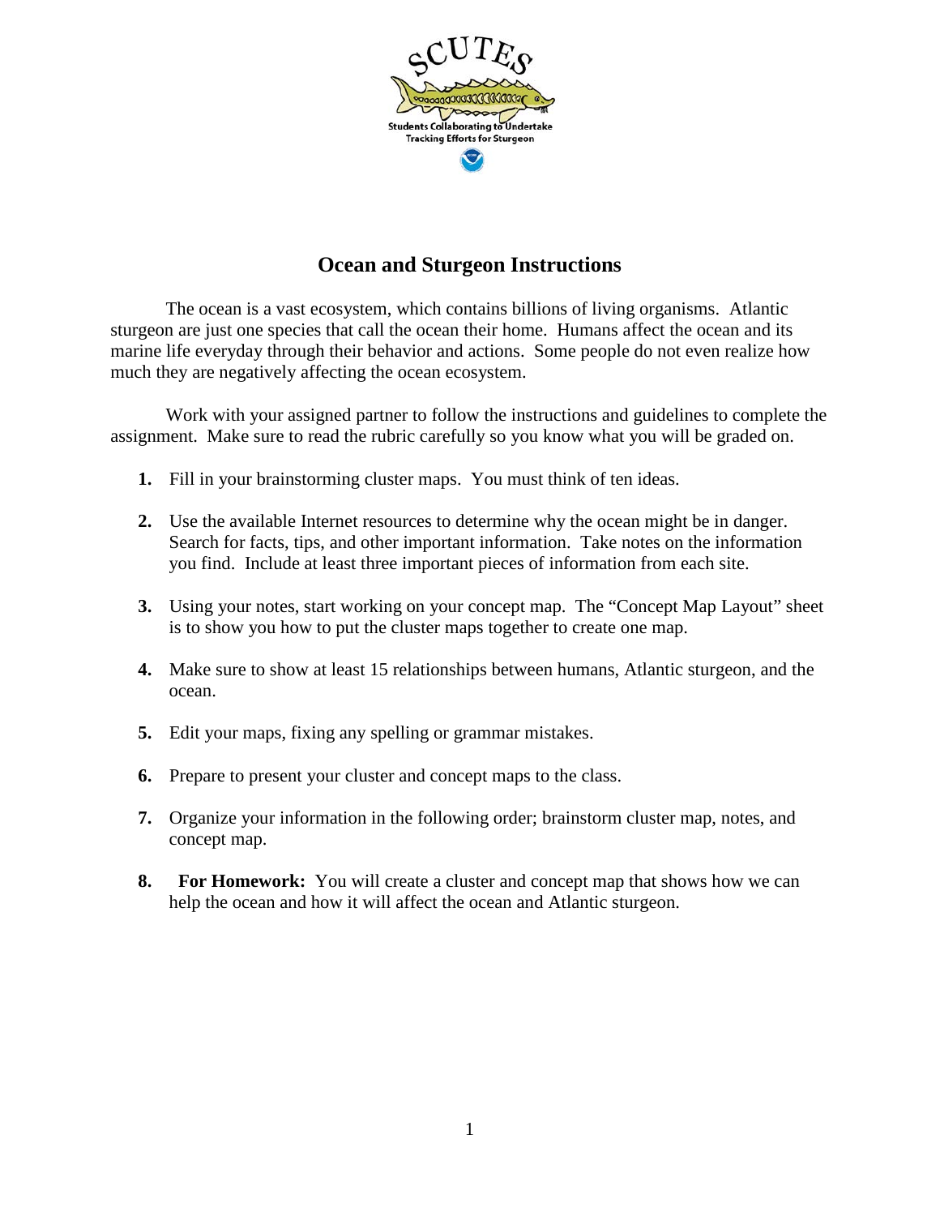# Ocean and Sturgeon Instructions

The ocean is a vast ecosystem, which contains billions of living organisms. Atlantic sturgeon are just one species that call the ocean their home. Humans affect the ocean and its marine life everyday through their behavior and actions. Some people do not even realize how much they are negatively affecting the ocean ecosystem.

Work with your assigned partner to follow the instructions and guidelines to complete the assignment. Make sure to read the rubric carefully so you know what you will be graded on.

1. Fill in your brainstorming cluster maps. You must think of ten ideas.

2. Use the available Internet resources to determine why the ocean might be in danger. Search for facts, tips, and other important information. Take notes on the information you find. Include at least three important pieces of information from each site.

3. Using your notes, start working on your concept map. The "Concept Map Layout" sheet is to show you how to put the cluster maps together to create one map.

4. Make sure to show at least 15 relationships between humans, Atlantic sturgeon, and the ocean.

5. Edit your maps, fixing any spelling or grammar mistakes.

6. Prepare to present your cluster and concept maps to the class.

7. Organize your information in the following order; brainstorm cluster map, notes, and concept map.

8. **For Homework:** You will create a cluster and concept map that shows how we can help the ocean and how it will affect the ocean and Atlantic sturgeon.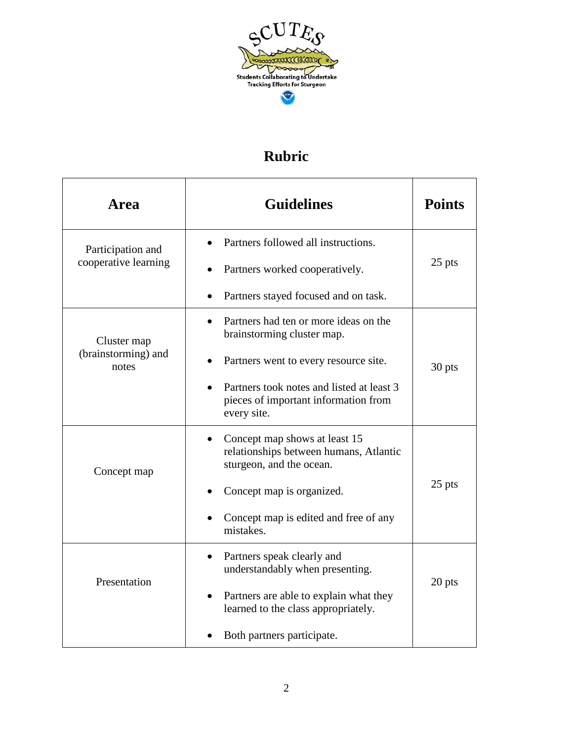# Rubric

| Area | Guidelines | Points |
|---|---|---|
| Participation and cooperative learning | • Partners followed all instructions.<br>• Partners worked cooperatively.<br>• Partners stayed focused and on task. | 25 pts |
| Cluster map (brainstorming) and notes | • Partners had ten or more ideas on the brainstorming cluster map.<br>• Partners went to every resource site.<br>• Partners took notes and listed at least 3 pieces of important information from every site. | 30 pts |
| Concept map | • Concept map shows at least 15 relationships between humans, Atlantic sturgeon, and the ocean.<br>• Concept map is organized.<br>• Concept map is edited and free of any mistakes. | 25 pts |
| Presentation | • Partners speak clearly and understandably when presenting.<br>• Partners are able to explain what they learned to the class appropriately.<br>• Both partners participate. | 20 pts |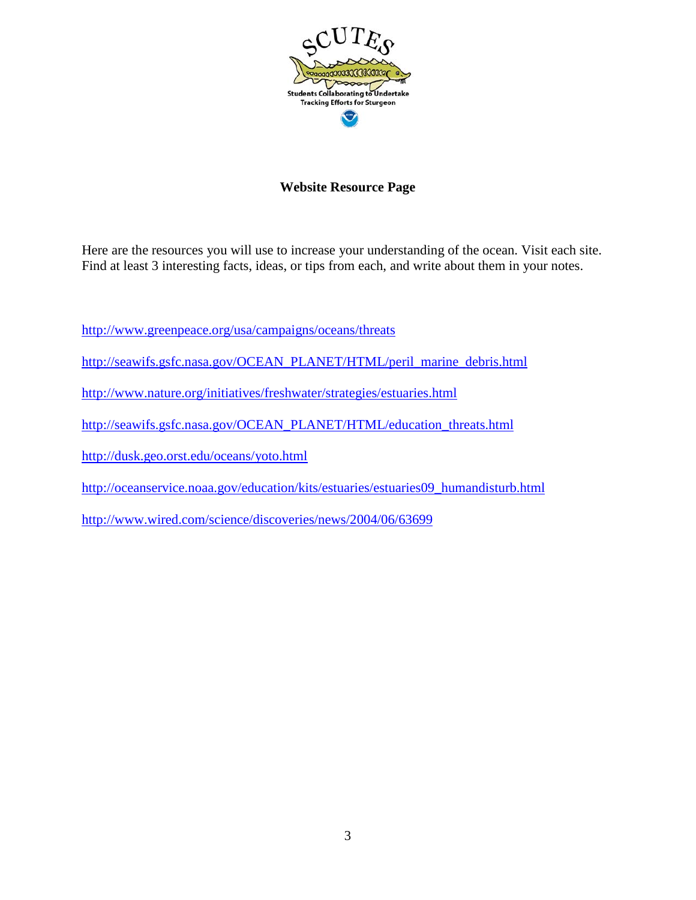SCUTES

Students Collaborating to Undertake Tracking Efforts for Sturgeon

## Website Resource Page

Here are the resources you will use to increase your understanding of the ocean. Visit each site. Find at least 3 interesting facts, ideas, or tips from each, and write about them in your notes.

http://www.greenpeace.org/usa/campaigns/oceans/threats

http://seawifs.gsfc.nasa.gov/OCEAN_PLANET/HTML/peril_marine_debris.html

http://www.nature.org/initiatives/freshwater/strategies/estuaries.html

http://seawifs.gsfc.nasa.gov/OCEAN_PLANET/HTML/education_threats.html

http://dusk.geo.orst.edu/oceans/yoto.html

http://oceanservice.noaa.gov/education/kits/estuaries/estuaries09_humandisturb.html

http://www.wired.com/science/discoveries/news/2004/06/63699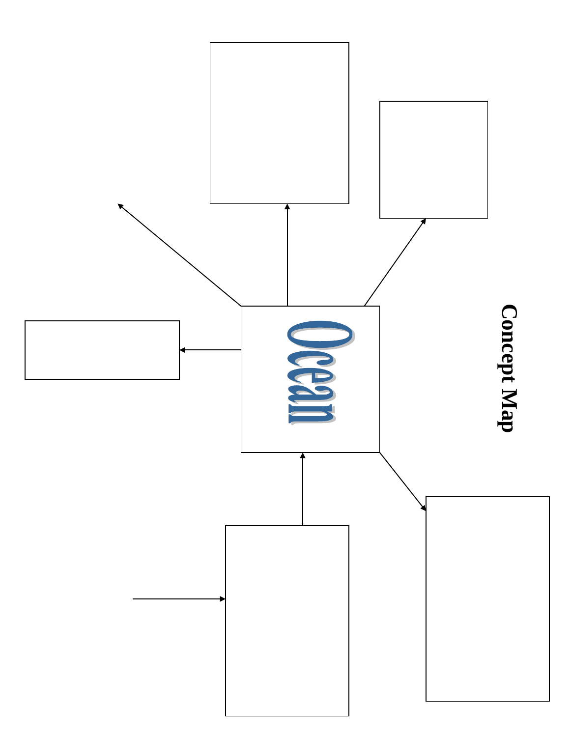# Concept Map

Ocean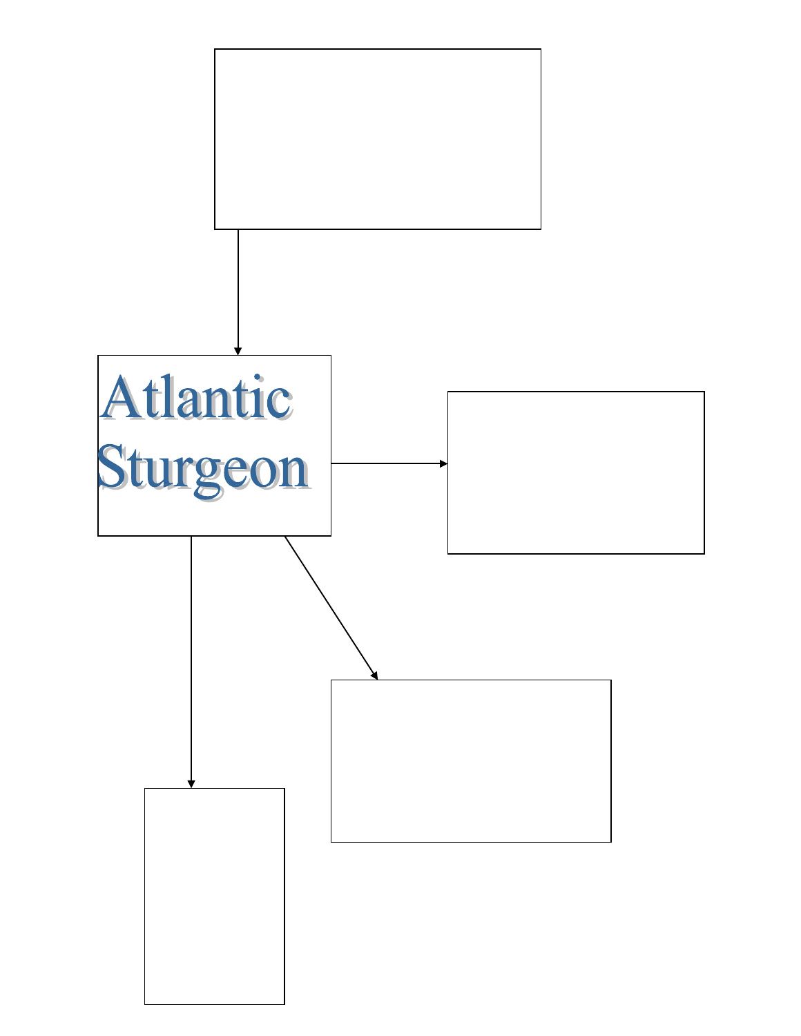Atlantic Sturgeon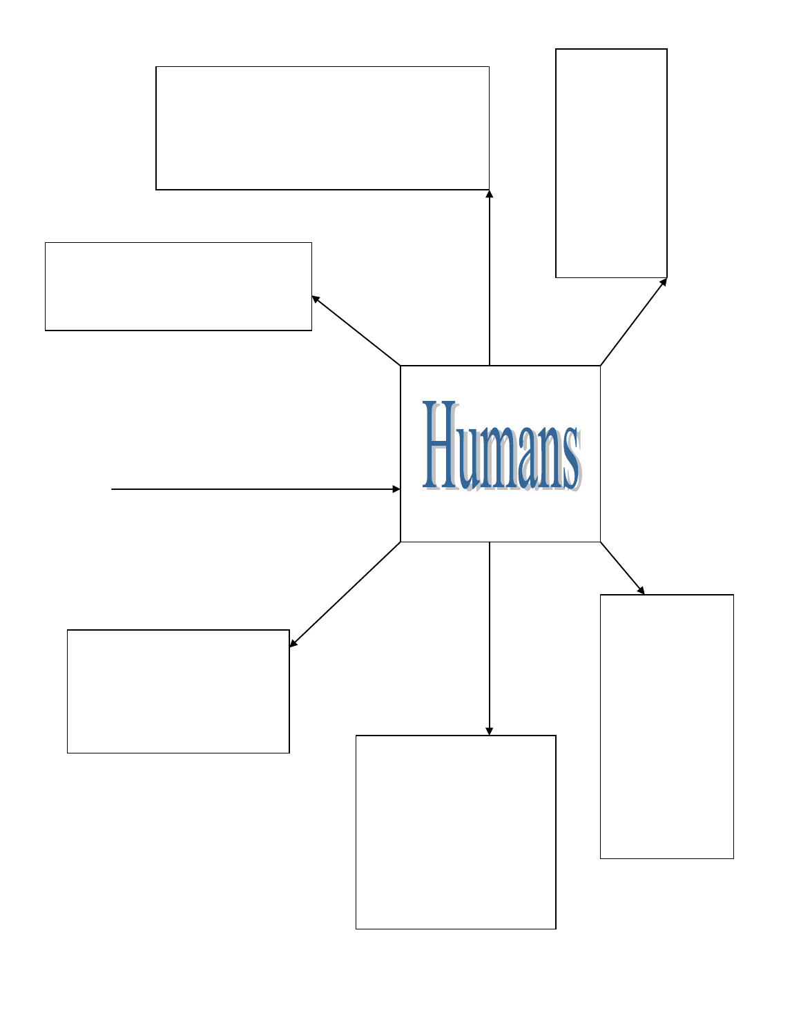Humans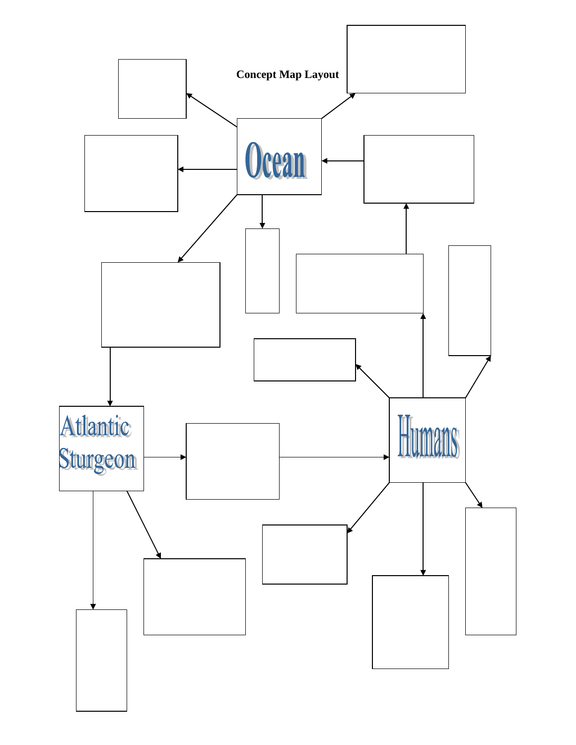**Concept Map Layout**

Ocean

Atlantic Sturgeon

Humans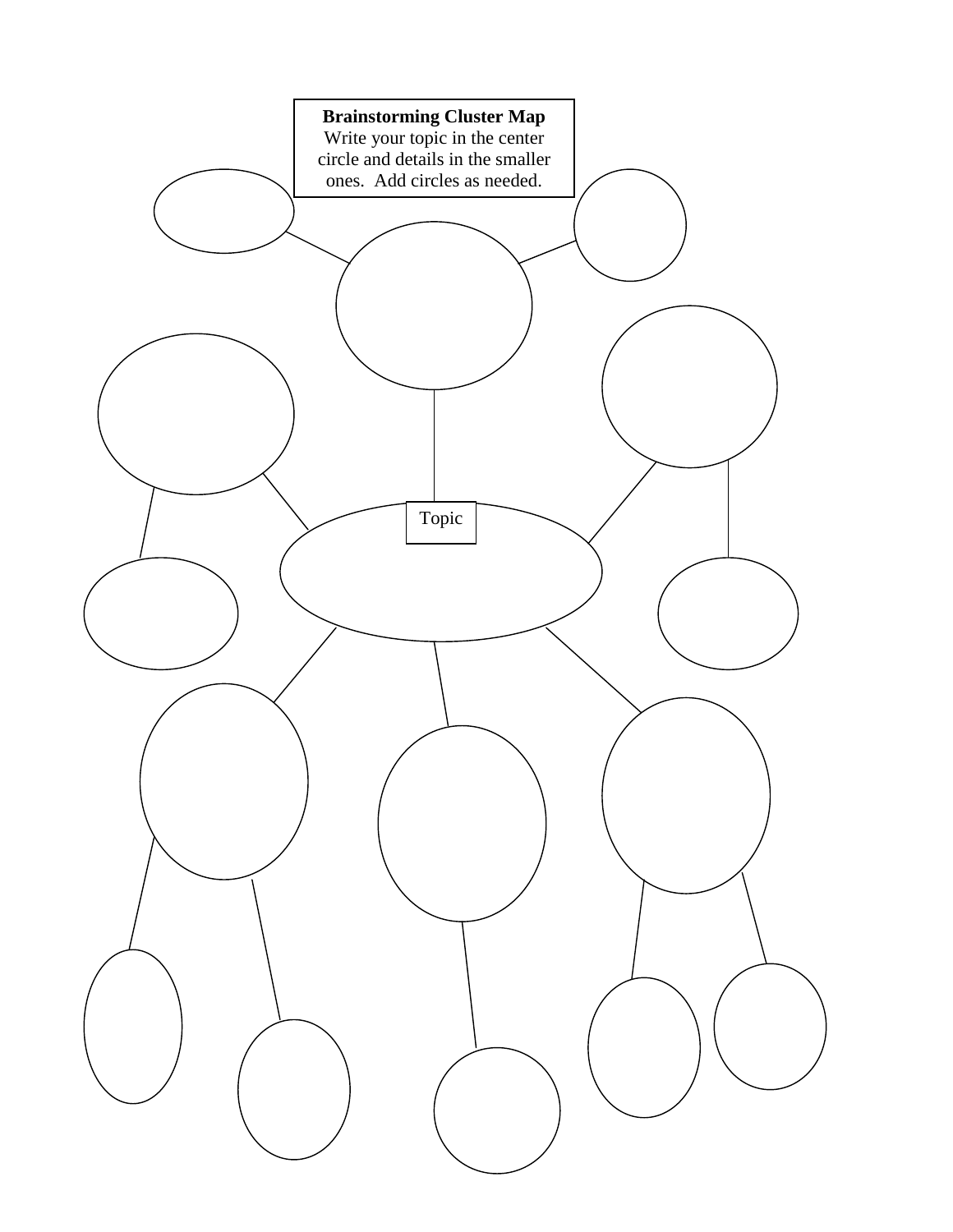**Brainstorming Cluster Map**
Write your topic in the center circle and details in the smaller ones. Add circles as needed.

Topic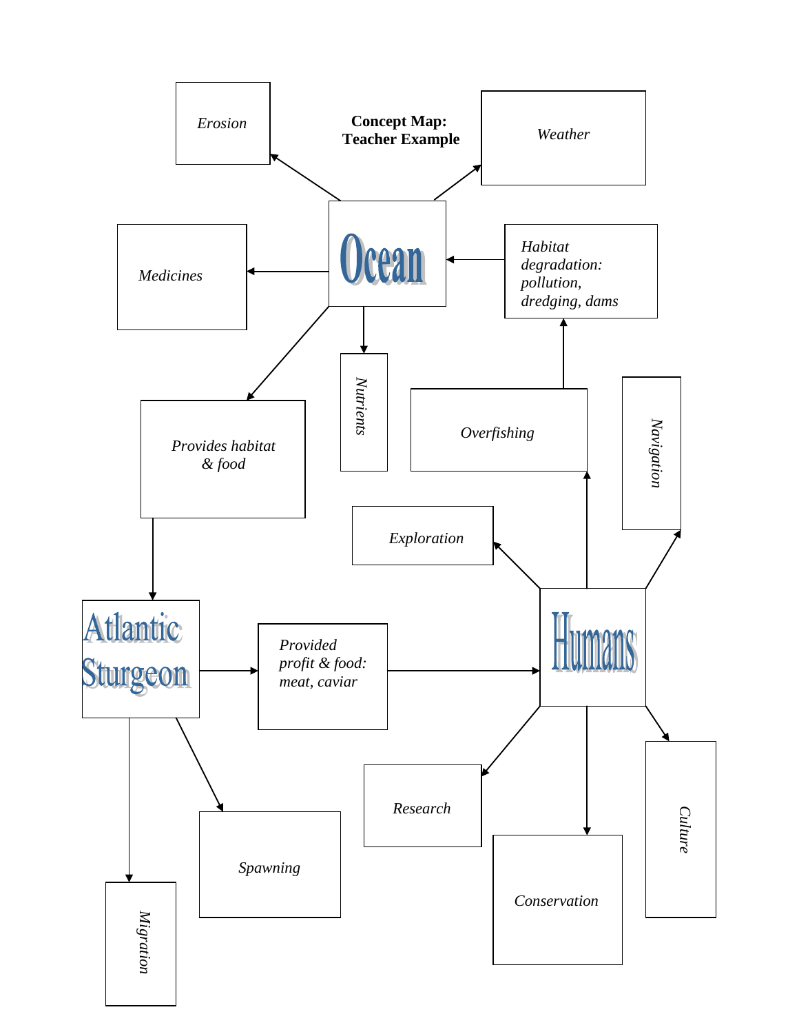**Concept Map: Teacher Example**

*Erosion*

*Weather*

**Ocean**

*Medicines*

*Habitat degradation: pollution, dredging, dams*

*Nutrients*

*Provides habitat & food*

*Overfishing*

*Navigation*

*Exploration*

**Atlantic Sturgeon**

*Provided profit & food: meat, caviar*

**Humans**

*Research*

*Culture*

*Spawning*

*Conservation*

*Migration*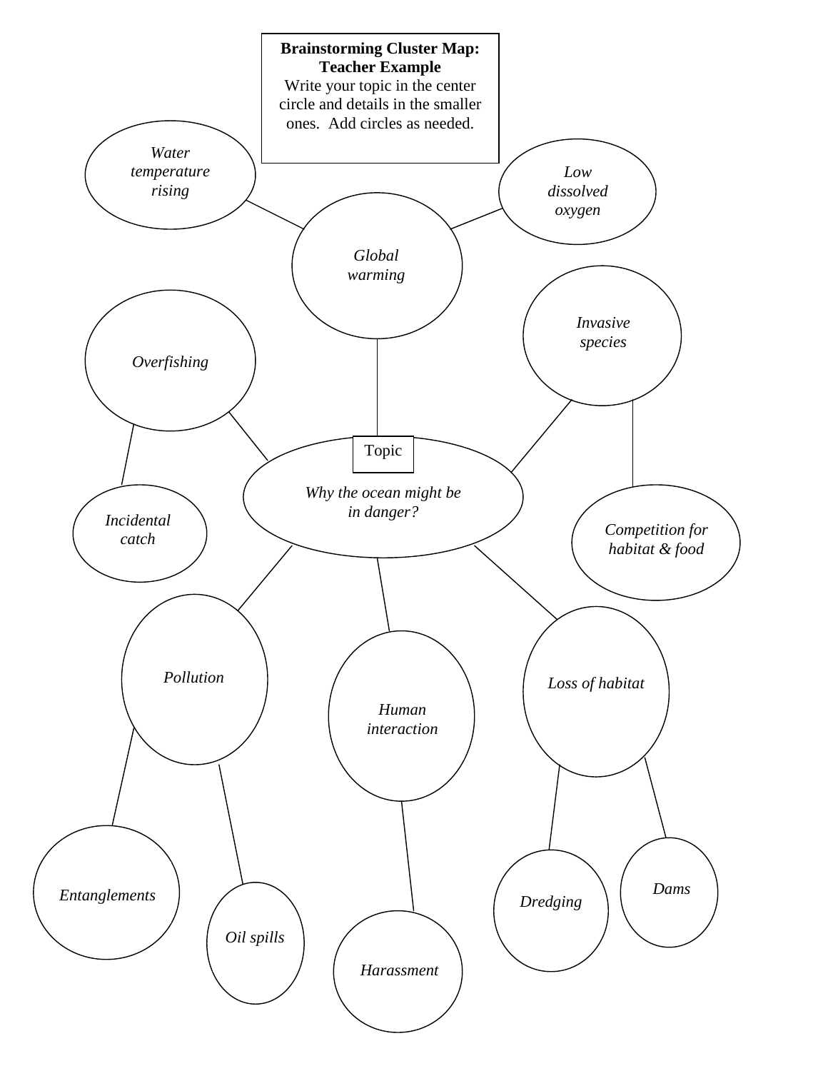**Brainstorming Cluster Map: Teacher Example**

Write your topic in the center circle and details in the smaller ones. Add circles as needed.

Topic

*Why the ocean might be in danger?*

- *Global warming*
  - *Water temperature rising*
  - *Low dissolved oxygen*
- *Overfishing*
  - *Incidental catch*
- *Invasive species*
  - *Competition for habitat & food*
- *Pollution*
  - *Entanglements*
  - *Oil spills*
- *Human interaction*
  - *Harassment*
- *Loss of habitat*
  - *Dredging*
  - *Dams*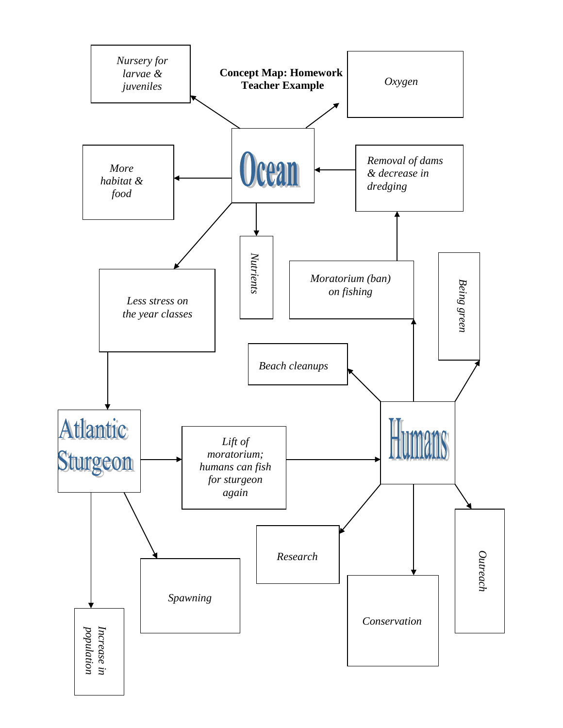**Concept Map: Homework Teacher Example**

- **Ocean**
  - *Nursery for larvae & juveniles*
  - *Oxygen*
  - *More habitat & food*
  - *Nutrients*
  - *Less stress on the year classes*
    - **Atlantic Sturgeon**
- *Removal of dams & decrease in dredging* → **Ocean**
- **Atlantic Sturgeon**
  - *Lift of moratorium; humans can fish for sturgeon again* → **Humans**
  - *Spawning*
  - *Increase in population*
- **Humans**
  - *Moratorium (ban) on fishing* → *Removal of dams & decrease in dredging*
  - *Beach cleanups*
  - *Being green*
  - *Research*
  - *Conservation*
  - *Outreach*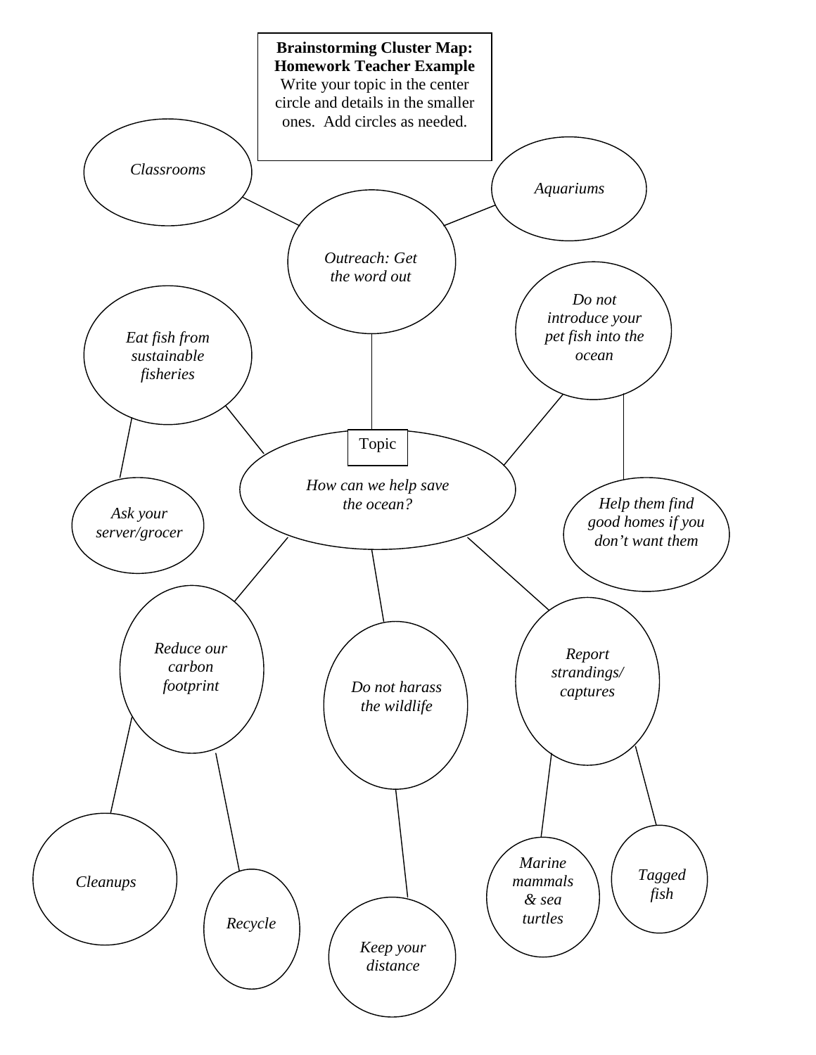**Brainstorming Cluster Map: Homework Teacher Example**

Write your topic in the center circle and details in the smaller ones. Add circles as needed.

Topic

*How can we help save the ocean?*

*Outreach: Get the word out*

*Classrooms*

*Aquariums*

*Eat fish from sustainable fisheries*

*Ask your server/grocer*

*Do not introduce your pet fish into the ocean*

*Help them find good homes if you don't want them*

*Reduce our carbon footprint*

*Cleanups*

*Recycle*

*Do not harass the wildlife*

*Keep your distance*

*Report strandings/ captures*

*Marine mammals & sea turtles*

*Tagged fish*